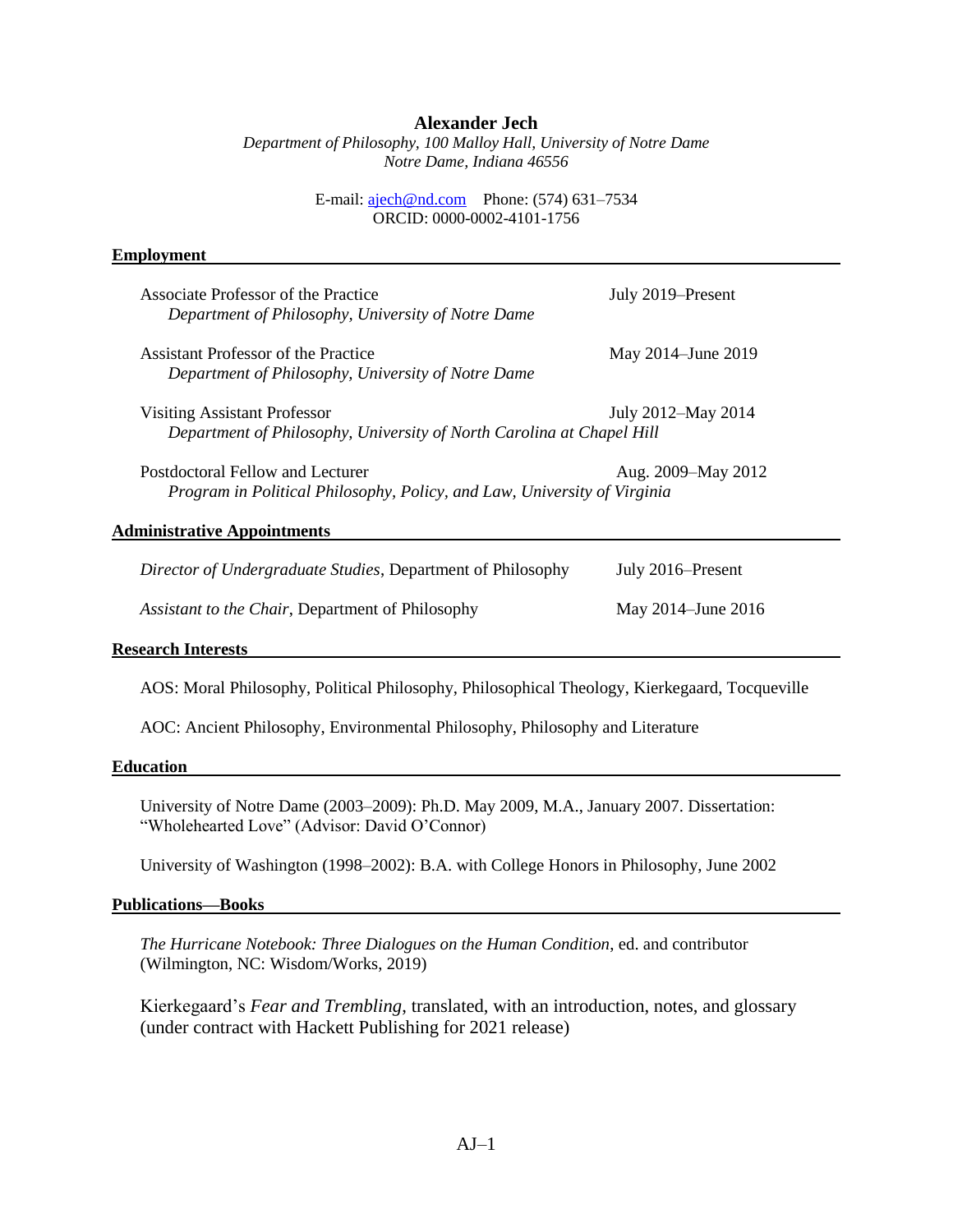# Alexander Jech

*Department of Philosophy, 100 Malloy Hall, University of Notre Dame*
*Notre Dame, Indiana 46556*

E-mail: [ajech@nd.com](mailto:ajech@nd.com) Phone: (574) 631–7534
ORCID: 0000-0002-4101-1756

## Employment

Associate Professor of the Practice — July 2019–Present
*Department of Philosophy, University of Notre Dame*

Assistant Professor of the Practice — May 2014–June 2019
*Department of Philosophy, University of Notre Dame*

Visiting Assistant Professor — July 2012–May 2014
*Department of Philosophy, University of North Carolina at Chapel Hill*

Postdoctoral Fellow and Lecturer — Aug. 2009–May 2012
*Program in Political Philosophy, Policy, and Law, University of Virginia*

## Administrative Appointments

*Director of Undergraduate Studies*, Department of Philosophy — July 2016–Present

*Assistant to the Chair*, Department of Philosophy — May 2014–June 2016

## Research Interests

AOS: Moral Philosophy, Political Philosophy, Philosophical Theology, Kierkegaard, Tocqueville

AOC: Ancient Philosophy, Environmental Philosophy, Philosophy and Literature

## Education

University of Notre Dame (2003–2009): Ph.D. May 2009, M.A., January 2007. Dissertation: "Wholehearted Love" (Advisor: David O'Connor)

University of Washington (1998–2002): B.A. with College Honors in Philosophy, June 2002

## Publications—Books

*The Hurricane Notebook: Three Dialogues on the Human Condition*, ed. and contributor (Wilmington, NC: Wisdom/Works, 2019)

Kierkegaard's *Fear and Trembling*, translated, with an introduction, notes, and glossary (under contract with Hackett Publishing for 2021 release)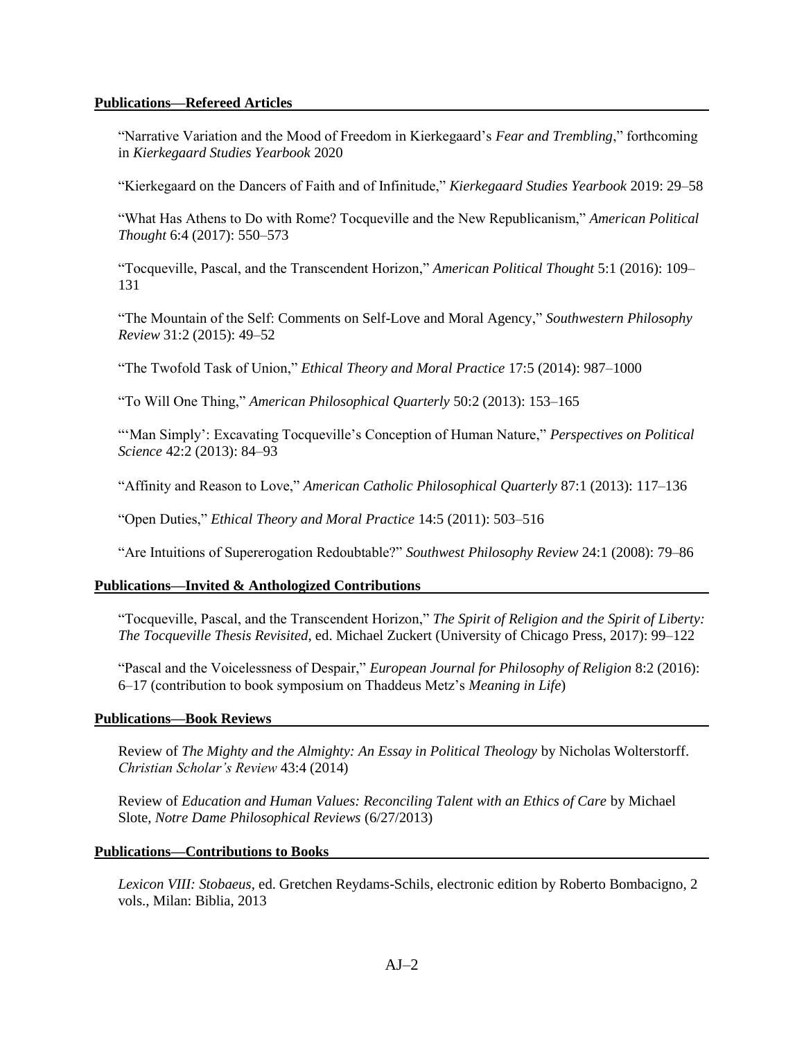## Publications—Refereed Articles

"Narrative Variation and the Mood of Freedom in Kierkegaard's *Fear and Trembling*," forthcoming in *Kierkegaard Studies Yearbook* 2020

"Kierkegaard on the Dancers of Faith and of Infinitude," *Kierkegaard Studies Yearbook* 2019: 29–58

"What Has Athens to Do with Rome? Tocqueville and the New Republicanism," *American Political Thought* 6:4 (2017): 550–573

"Tocqueville, Pascal, and the Transcendent Horizon," *American Political Thought* 5:1 (2016): 109–131

"The Mountain of the Self: Comments on Self-Love and Moral Agency," *Southwestern Philosophy Review* 31:2 (2015): 49–52

"The Twofold Task of Union," *Ethical Theory and Moral Practice* 17:5 (2014): 987–1000

"To Will One Thing," *American Philosophical Quarterly* 50:2 (2013): 153–165

"'Man Simply': Excavating Tocqueville's Conception of Human Nature," *Perspectives on Political Science* 42:2 (2013): 84–93

"Affinity and Reason to Love," *American Catholic Philosophical Quarterly* 87:1 (2013): 117–136

"Open Duties," *Ethical Theory and Moral Practice* 14:5 (2011): 503–516

"Are Intuitions of Supererogation Redoubtable?" *Southwest Philosophy Review* 24:1 (2008): 79–86

## Publications—Invited & Anthologized Contributions

"Tocqueville, Pascal, and the Transcendent Horizon," *The Spirit of Religion and the Spirit of Liberty: The Tocqueville Thesis Revisited*, ed. Michael Zuckert (University of Chicago Press, 2017): 99–122

"Pascal and the Voicelessness of Despair," *European Journal for Philosophy of Religion* 8:2 (2016): 6–17 (contribution to book symposium on Thaddeus Metz's *Meaning in Life*)

## Publications—Book Reviews

Review of *The Mighty and the Almighty: An Essay in Political Theology* by Nicholas Wolterstorff. *Christian Scholar's Review* 43:4 (2014)

Review of *Education and Human Values: Reconciling Talent with an Ethics of Care* by Michael Slote, *Notre Dame Philosophical Reviews* (6/27/2013)

## Publications—Contributions to Books

*Lexicon VIII: Stobaeus*, ed. Gretchen Reydams-Schils, electronic edition by Roberto Bombacigno, 2 vols., Milan: Biblia, 2013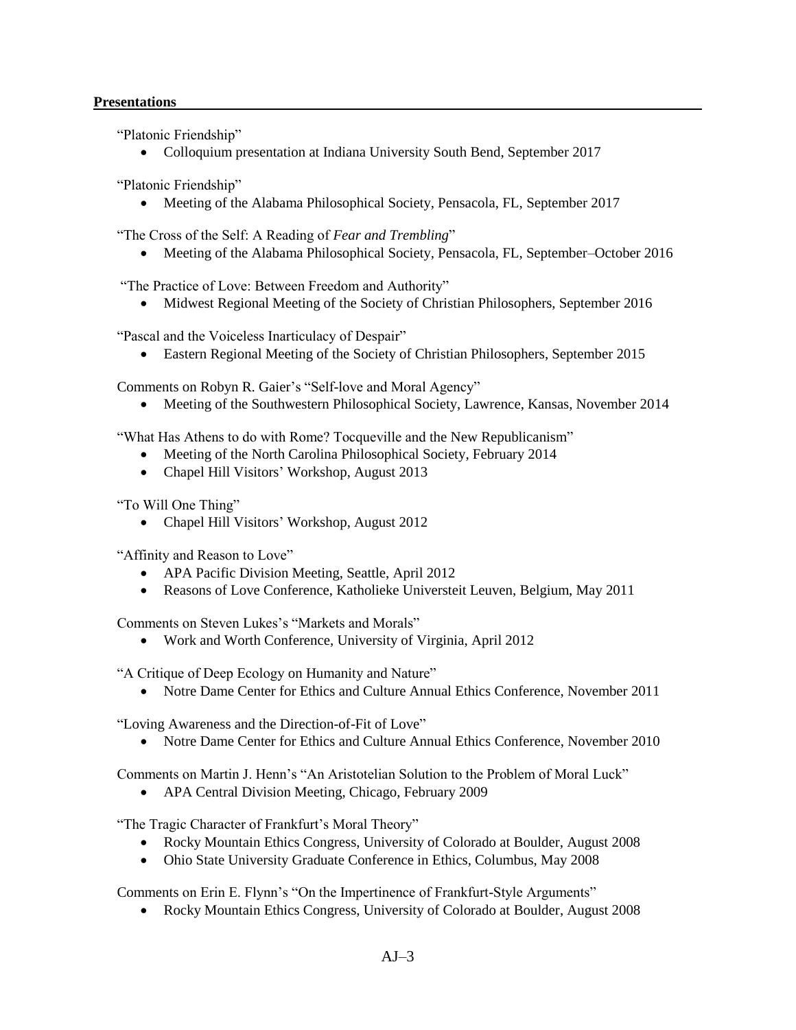## **Presentations**

"Platonic Friendship"

- Colloquium presentation at Indiana University South Bend, September 2017

"Platonic Friendship"

- Meeting of the Alabama Philosophical Society, Pensacola, FL, September 2017

"The Cross of the Self: A Reading of *Fear and Trembling*"

- Meeting of the Alabama Philosophical Society, Pensacola, FL, September–October 2016

"The Practice of Love: Between Freedom and Authority"

- Midwest Regional Meeting of the Society of Christian Philosophers, September 2016

"Pascal and the Voiceless Inarticulacy of Despair"

- Eastern Regional Meeting of the Society of Christian Philosophers, September 2015

Comments on Robyn R. Gaier's "Self-love and Moral Agency"

- Meeting of the Southwestern Philosophical Society, Lawrence, Kansas, November 2014

"What Has Athens to do with Rome? Tocqueville and the New Republicanism"

- Meeting of the North Carolina Philosophical Society, February 2014
- Chapel Hill Visitors' Workshop, August 2013

"To Will One Thing"

- Chapel Hill Visitors' Workshop, August 2012

"Affinity and Reason to Love"

- APA Pacific Division Meeting, Seattle, April 2012
- Reasons of Love Conference, Katholieke Universteit Leuven, Belgium, May 2011

Comments on Steven Lukes's "Markets and Morals"

- Work and Worth Conference, University of Virginia, April 2012

"A Critique of Deep Ecology on Humanity and Nature"

- Notre Dame Center for Ethics and Culture Annual Ethics Conference, November 2011

"Loving Awareness and the Direction-of-Fit of Love"

- Notre Dame Center for Ethics and Culture Annual Ethics Conference, November 2010

Comments on Martin J. Henn's "An Aristotelian Solution to the Problem of Moral Luck"

- APA Central Division Meeting, Chicago, February 2009

"The Tragic Character of Frankfurt's Moral Theory"

- Rocky Mountain Ethics Congress, University of Colorado at Boulder, August 2008
- Ohio State University Graduate Conference in Ethics, Columbus, May 2008

Comments on Erin E. Flynn's "On the Impertinence of Frankfurt-Style Arguments"

- Rocky Mountain Ethics Congress, University of Colorado at Boulder, August 2008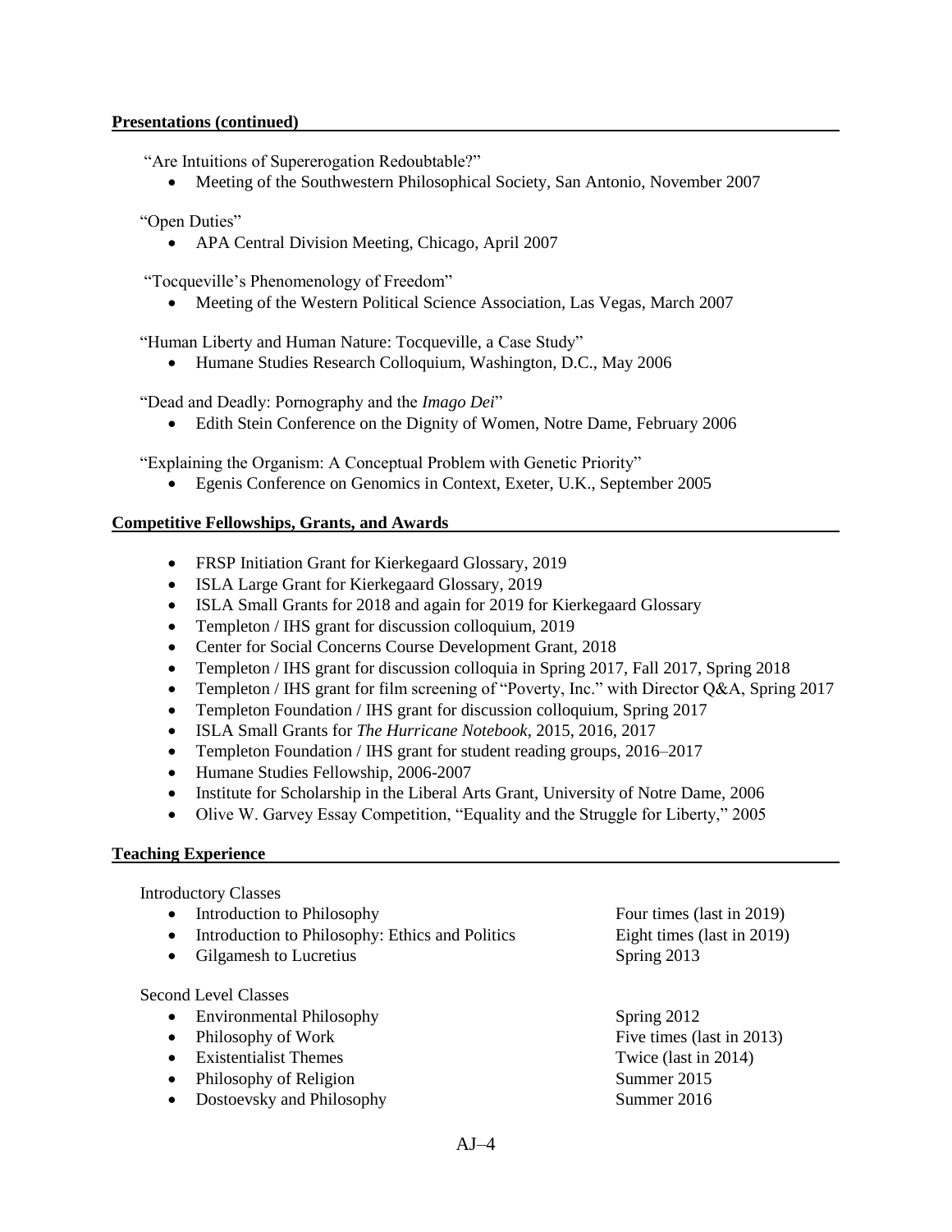## Presentations (continued)

"Are Intuitions of Supererogation Redoubtable?"

- Meeting of the Southwestern Philosophical Society, San Antonio, November 2007

"Open Duties"

- APA Central Division Meeting, Chicago, April 2007

"Tocqueville's Phenomenology of Freedom"

- Meeting of the Western Political Science Association, Las Vegas, March 2007

"Human Liberty and Human Nature: Tocqueville, a Case Study"

- Humane Studies Research Colloquium, Washington, D.C., May 2006

"Dead and Deadly: Pornography and the *Imago Dei*"

- Edith Stein Conference on the Dignity of Women, Notre Dame, February 2006

"Explaining the Organism: A Conceptual Problem with Genetic Priority"

- Egenis Conference on Genomics in Context, Exeter, U.K., September 2005

## Competitive Fellowships, Grants, and Awards

- FRSP Initiation Grant for Kierkegaard Glossary, 2019
- ISLA Large Grant for Kierkegaard Glossary, 2019
- ISLA Small Grants for 2018 and again for 2019 for Kierkegaard Glossary
- Templeton / IHS grant for discussion colloquium, 2019
- Center for Social Concerns Course Development Grant, 2018
- Templeton / IHS grant for discussion colloquia in Spring 2017, Fall 2017, Spring 2018
- Templeton / IHS grant for film screening of "Poverty, Inc." with Director Q&A, Spring 2017
- Templeton Foundation / IHS grant for discussion colloquium, Spring 2017
- ISLA Small Grants for *The Hurricane Notebook*, 2015, 2016, 2017
- Templeton Foundation / IHS grant for student reading groups, 2016–2017
- Humane Studies Fellowship, 2006-2007
- Institute for Scholarship in the Liberal Arts Grant, University of Notre Dame, 2006
- Olive W. Garvey Essay Competition, "Equality and the Struggle for Liberty," 2005

## Teaching Experience

Introductory Classes

- Introduction to Philosophy — Four times (last in 2019)
- Introduction to Philosophy: Ethics and Politics — Eight times (last in 2019)
- Gilgamesh to Lucretius — Spring 2013

Second Level Classes

- Environmental Philosophy — Spring 2012
- Philosophy of Work — Five times (last in 2013)
- Existentialist Themes — Twice (last in 2014)
- Philosophy of Religion — Summer 2015
- Dostoevsky and Philosophy — Summer 2016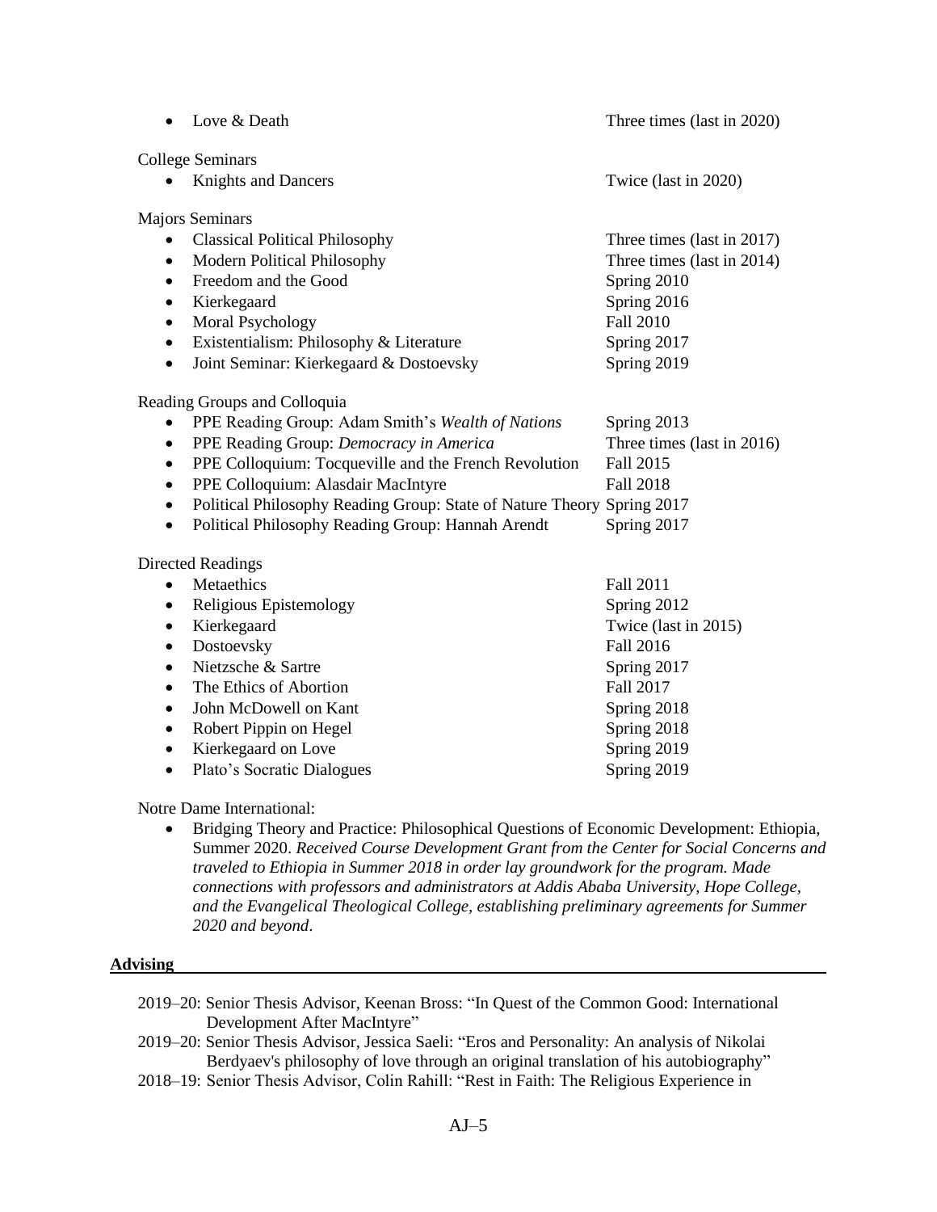- Love & Death — Three times (last in 2020)

College Seminars

- Knights and Dancers — Twice (last in 2020)

Majors Seminars

- Classical Political Philosophy — Three times (last in 2017)
- Modern Political Philosophy — Three times (last in 2014)
- Freedom and the Good — Spring 2010
- Kierkegaard — Spring 2016
- Moral Psychology — Fall 2010
- Existentialism: Philosophy & Literature — Spring 2017
- Joint Seminar: Kierkegaard & Dostoevsky — Spring 2019

Reading Groups and Colloquia

- PPE Reading Group: Adam Smith's *Wealth of Nations* — Spring 2013
- PPE Reading Group: *Democracy in America* — Three times (last in 2016)
- PPE Colloquium: Tocqueville and the French Revolution — Fall 2015
- PPE Colloquium: Alasdair MacIntyre — Fall 2018
- Political Philosophy Reading Group: State of Nature Theory — Spring 2017
- Political Philosophy Reading Group: Hannah Arendt — Spring 2017

Directed Readings

- Metaethics — Fall 2011
- Religious Epistemology — Spring 2012
- Kierkegaard — Twice (last in 2015)
- Dostoevsky — Fall 2016
- Nietzsche & Sartre — Spring 2017
- The Ethics of Abortion — Fall 2017
- John McDowell on Kant — Spring 2018
- Robert Pippin on Hegel — Spring 2018
- Kierkegaard on Love — Spring 2019
- Plato's Socratic Dialogues — Spring 2019

Notre Dame International:

- Bridging Theory and Practice: Philosophical Questions of Economic Development: Ethiopia, Summer 2020. *Received Course Development Grant from the Center for Social Concerns and traveled to Ethiopia in Summer 2018 in order lay groundwork for the program. Made connections with professors and administrators at Addis Ababa University, Hope College, and the Evangelical Theological College, establishing preliminary agreements for Summer 2020 and beyond*.

## Advising

2019–20: Senior Thesis Advisor, Keenan Bross: "In Quest of the Common Good: International Development After MacIntyre"

2019–20: Senior Thesis Advisor, Jessica Saeli: "Eros and Personality: An analysis of Nikolai Berdyaev's philosophy of love through an original translation of his autobiography"

2018–19: Senior Thesis Advisor, Colin Rahill: "Rest in Faith: The Religious Experience in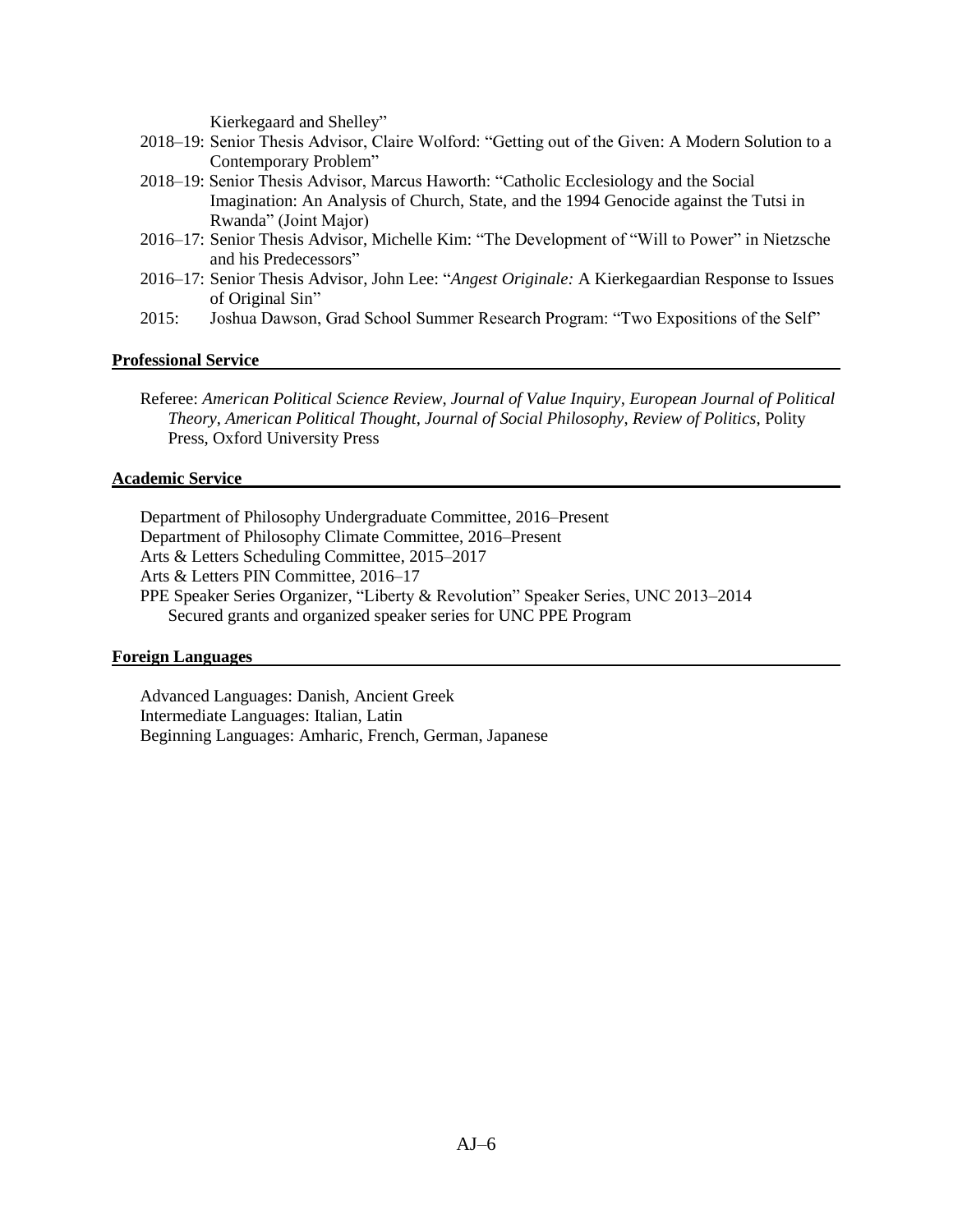Kierkegaard and Shelley"

- 2018–19: Senior Thesis Advisor, Claire Wolford: "Getting out of the Given: A Modern Solution to a Contemporary Problem"
- 2018–19: Senior Thesis Advisor, Marcus Haworth: "Catholic Ecclesiology and the Social Imagination: An Analysis of Church, State, and the 1994 Genocide against the Tutsi in Rwanda" (Joint Major)
- 2016–17: Senior Thesis Advisor, Michelle Kim: "The Development of "Will to Power" in Nietzsche and his Predecessors"
- 2016–17: Senior Thesis Advisor, John Lee: "*Angest Originale:* A Kierkegaardian Response to Issues of Original Sin"
- 2015: Joshua Dawson, Grad School Summer Research Program: "Two Expositions of the Self"

## Professional Service

Referee: *American Political Science Review*, *Journal of Value Inquiry*, *European Journal of Political Theory*, *American Political Thought*, *Journal of Social Philosophy*, *Review of Politics*, Polity Press, Oxford University Press

## Academic Service

Department of Philosophy Undergraduate Committee, 2016–Present
Department of Philosophy Climate Committee, 2016–Present
Arts & Letters Scheduling Committee, 2015–2017
Arts & Letters PIN Committee, 2016–17
PPE Speaker Series Organizer, "Liberty & Revolution" Speaker Series, UNC 2013–2014
Secured grants and organized speaker series for UNC PPE Program

## Foreign Languages

Advanced Languages: Danish, Ancient Greek
Intermediate Languages: Italian, Latin
Beginning Languages: Amharic, French, German, Japanese